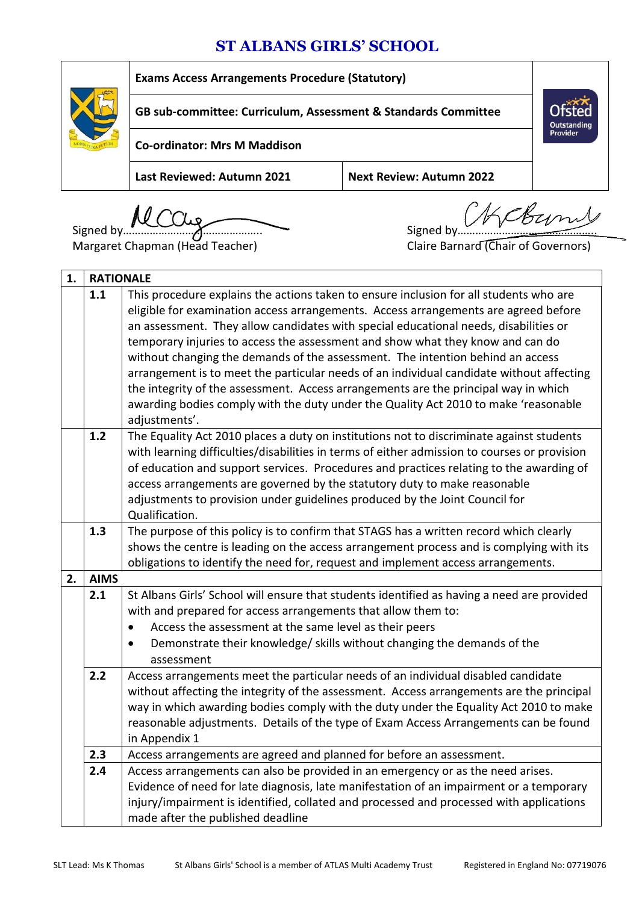# ST ALBANS GIRLS' SCHOOL

| | Exams Access Arrangements Procedure (Statutory) | | |
|---|---|---|---|
| | **GB sub-committee: Curriculum, Assessment & Standards Committee** | | |
| | **Co-ordinator: Mrs M Maddison** | | |
| | **Last Reviewed: Autumn 2021** | **Next Review: Autumn 2022** | |

Signed by…………………………………………
Margaret Chapman (Head Teacher)

Signed by…………………………………………
Claire Barnard (Chair of Governors)

| **1.** | **RATIONALE** | |
|---|---|---|
| | **1.1** | This procedure explains the actions taken to ensure inclusion for all students who are eligible for examination access arrangements. Access arrangements are agreed before an assessment. They allow candidates with special educational needs, disabilities or temporary injuries to access the assessment and show what they know and can do without changing the demands of the assessment. The intention behind an access arrangement is to meet the particular needs of an individual candidate without affecting the integrity of the assessment. Access arrangements are the principal way in which awarding bodies comply with the duty under the Quality Act 2010 to make 'reasonable adjustments'. |
| | **1.2** | The Equality Act 2010 places a duty on institutions not to discriminate against students with learning difficulties/disabilities in terms of either admission to courses or provision of education and support services. Procedures and practices relating to the awarding of access arrangements are governed by the statutory duty to make reasonable adjustments to provision under guidelines produced by the Joint Council for Qualification. |
| | **1.3** | The purpose of this policy is to confirm that STAGS has a written record which clearly shows the centre is leading on the access arrangement process and is complying with its obligations to identify the need for, request and implement access arrangements. |
| **2.** | **AIMS** | |
| | **2.1** | St Albans Girls' School will ensure that students identified as having a need are provided with and prepared for access arrangements that allow them to:<br>• Access the assessment at the same level as their peers<br>• Demonstrate their knowledge/ skills without changing the demands of the assessment |
| | **2.2** | Access arrangements meet the particular needs of an individual disabled candidate without affecting the integrity of the assessment. Access arrangements are the principal way in which awarding bodies comply with the duty under the Equality Act 2010 to make reasonable adjustments. Details of the type of Exam Access Arrangements can be found in Appendix 1 |
| | **2.3** | Access arrangements are agreed and planned for before an assessment. |
| | **2.4** | Access arrangements can also be provided in an emergency or as the need arises. Evidence of need for late diagnosis, late manifestation of an impairment or a temporary injury/impairment is identified, collated and processed and processed with applications made after the published deadline |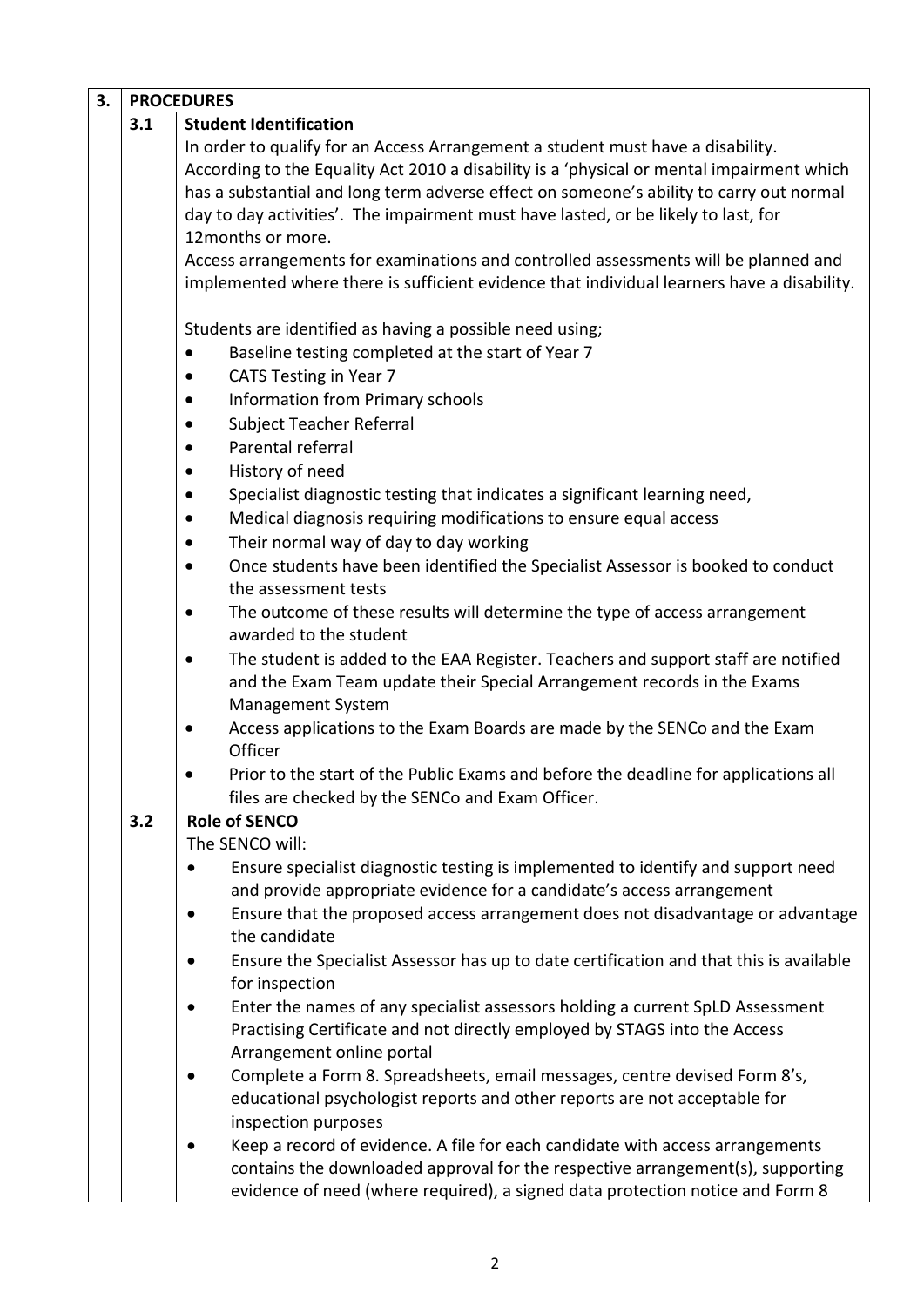## 3. PROCEDURES

### 3.1 Student Identification

In order to qualify for an Access Arrangement a student must have a disability. According to the Equality Act 2010 a disability is a 'physical or mental impairment which has a substantial and long term adverse effect on someone's ability to carry out normal day to day activities'. The impairment must have lasted, or be likely to last, for 12months or more.

Access arrangements for examinations and controlled assessments will be planned and implemented where there is sufficient evidence that individual learners have a disability.

Students are identified as having a possible need using;

- Baseline testing completed at the start of Year 7
- CATS Testing in Year 7
- Information from Primary schools
- Subject Teacher Referral
- Parental referral
- History of need
- Specialist diagnostic testing that indicates a significant learning need,
- Medical diagnosis requiring modifications to ensure equal access
- Their normal way of day to day working
- Once students have been identified the Specialist Assessor is booked to conduct the assessment tests
- The outcome of these results will determine the type of access arrangement awarded to the student
- The student is added to the EAA Register. Teachers and support staff are notified and the Exam Team update their Special Arrangement records in the Exams Management System
- Access applications to the Exam Boards are made by the SENCo and the Exam Officer
- Prior to the start of the Public Exams and before the deadline for applications all files are checked by the SENCo and Exam Officer.

### 3.2 Role of SENCO

The SENCO will:

- Ensure specialist diagnostic testing is implemented to identify and support need and provide appropriate evidence for a candidate's access arrangement
- Ensure that the proposed access arrangement does not disadvantage or advantage the candidate
- Ensure the Specialist Assessor has up to date certification and that this is available for inspection
- Enter the names of any specialist assessors holding a current SpLD Assessment Practising Certificate and not directly employed by STAGS into the Access Arrangement online portal
- Complete a Form 8. Spreadsheets, email messages, centre devised Form 8's, educational psychologist reports and other reports are not acceptable for inspection purposes
- Keep a record of evidence. A file for each candidate with access arrangements contains the downloaded approval for the respective arrangement(s), supporting evidence of need (where required), a signed data protection notice and Form 8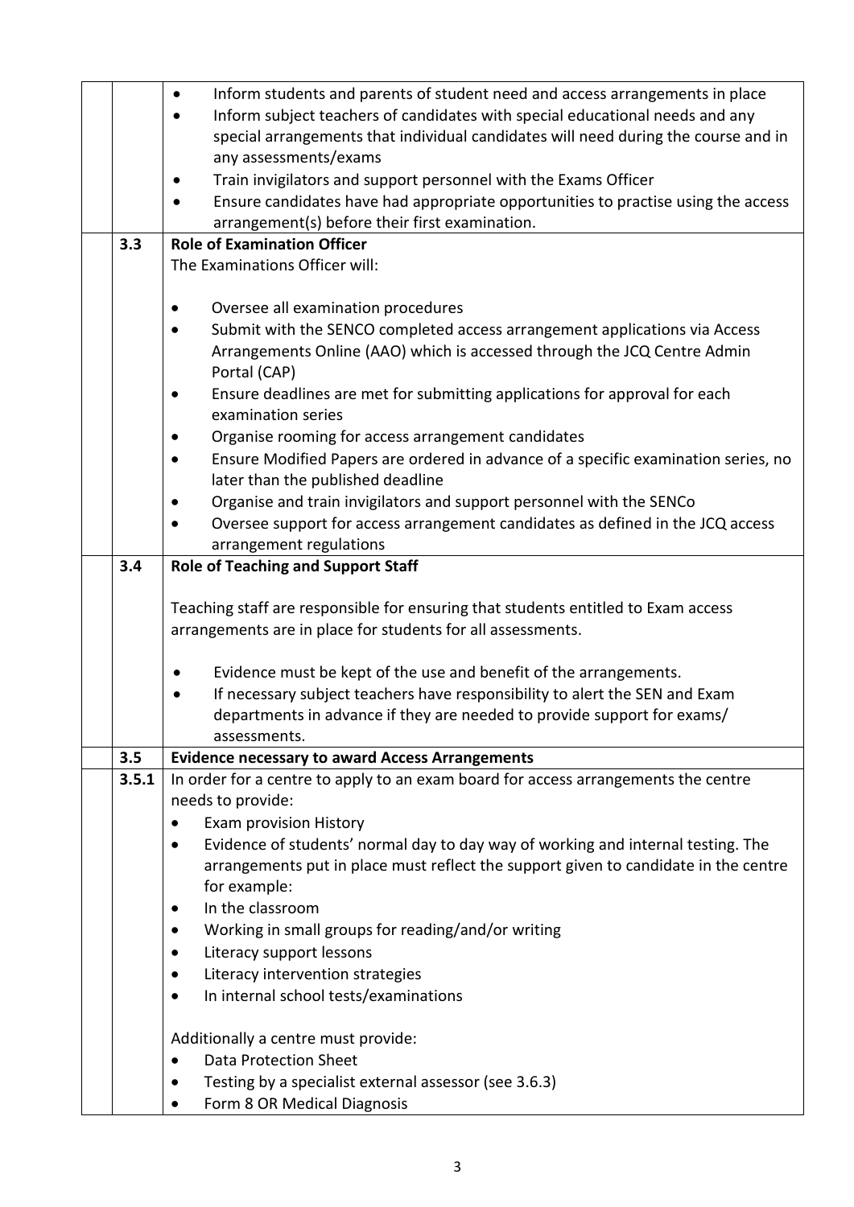- Inform students and parents of student need and access arrangements in place
- Inform subject teachers of candidates with special educational needs and any special arrangements that individual candidates will need during the course and in any assessments/exams
- Train invigilators and support personnel with the Exams Officer
- Ensure candidates have had appropriate opportunities to practise using the access arrangement(s) before their first examination.

**3.3 Role of Examination Officer**

The Examinations Officer will:

- Oversee all examination procedures
- Submit with the SENCO completed access arrangement applications via Access Arrangements Online (AAO) which is accessed through the JCQ Centre Admin Portal (CAP)
- Ensure deadlines are met for submitting applications for approval for each examination series
- Organise rooming for access arrangement candidates
- Ensure Modified Papers are ordered in advance of a specific examination series, no later than the published deadline
- Organise and train invigilators and support personnel with the SENCo
- Oversee support for access arrangement candidates as defined in the JCQ access arrangement regulations

**3.4 Role of Teaching and Support Staff**

Teaching staff are responsible for ensuring that students entitled to Exam access arrangements are in place for students for all assessments.

- Evidence must be kept of the use and benefit of the arrangements.
- If necessary subject teachers have responsibility to alert the SEN and Exam departments in advance if they are needed to provide support for exams/ assessments.

**3.5 Evidence necessary to award Access Arrangements**

**3.5.1** In order for a centre to apply to an exam board for access arrangements the centre needs to provide:

- Exam provision History
- Evidence of students' normal day to day way of working and internal testing. The arrangements put in place must reflect the support given to candidate in the centre for example:
- In the classroom
- Working in small groups for reading/and/or writing
- Literacy support lessons
- Literacy intervention strategies
- In internal school tests/examinations

Additionally a centre must provide:

- Data Protection Sheet
- Testing by a specialist external assessor (see 3.6.3)
- Form 8 OR Medical Diagnosis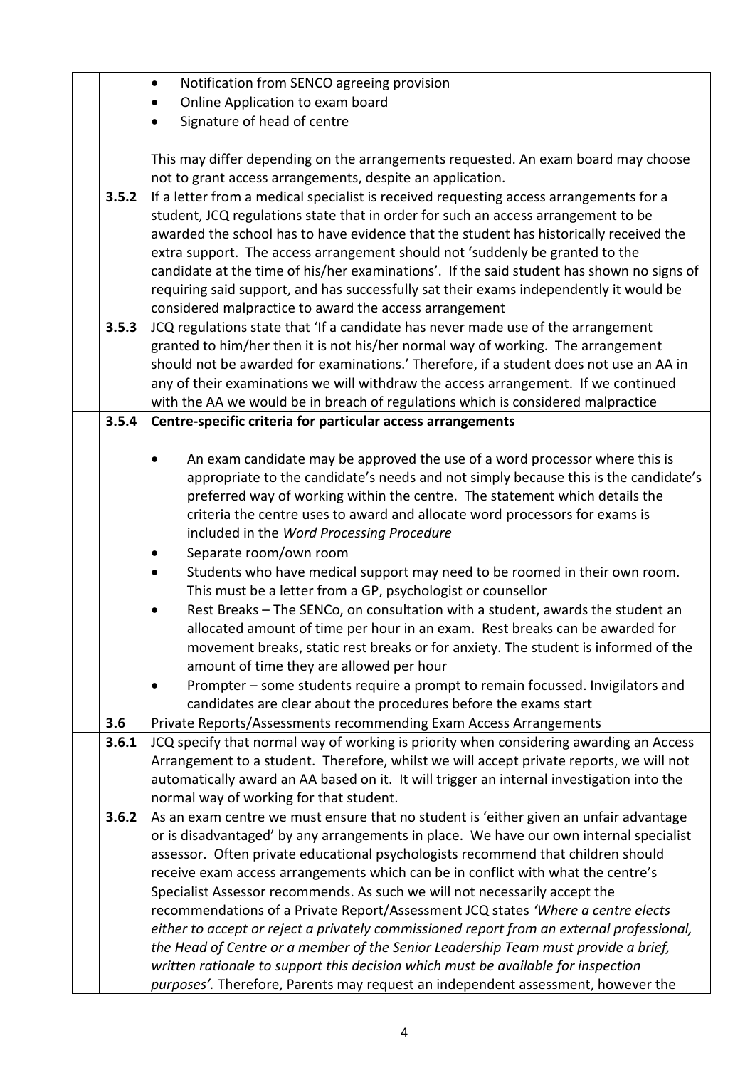| | | |
|---|---|---|
| | | • Notification from SENCO agreeing provision<br>• Online Application to exam board<br>• Signature of head of centre<br><br>This may differ depending on the arrangements requested. An exam board may choose not to grant access arrangements, despite an application. |
| | **3.5.2** | If a letter from a medical specialist is received requesting access arrangements for a student, JCQ regulations state that in order for such an access arrangement to be awarded the school has to have evidence that the student has historically received the extra support. The access arrangement should not 'suddenly be granted to the candidate at the time of his/her examinations'. If the said student has shown no signs of requiring said support, and has successfully sat their exams independently it would be considered malpractice to award the access arrangement |
| | **3.5.3** | JCQ regulations state that 'If a candidate has never made use of the arrangement granted to him/her then it is not his/her normal way of working. The arrangement should not be awarded for examinations.' Therefore, if a student does not use an AA in any of their examinations we will withdraw the access arrangement. If we continued with the AA we would be in breach of regulations which is considered malpractice |
| | **3.5.4** | **Centre-specific criteria for particular access arrangements**<br><br>• An exam candidate may be approved the use of a word processor where this is appropriate to the candidate's needs and not simply because this is the candidate's preferred way of working within the centre. The statement which details the criteria the centre uses to award and allocate word processors for exams is included in the *Word Processing Procedure*<br>• Separate room/own room<br>• Students who have medical support may need to be roomed in their own room. This must be a letter from a GP, psychologist or counsellor<br>• Rest Breaks – The SENCo, on consultation with a student, awards the student an allocated amount of time per hour in an exam. Rest breaks can be awarded for movement breaks, static rest breaks or for anxiety. The student is informed of the amount of time they are allowed per hour<br>• Prompter – some students require a prompt to remain focussed. Invigilators and candidates are clear about the procedures before the exams start |
| | **3.6** | Private Reports/Assessments recommending Exam Access Arrangements |
| | **3.6.1** | JCQ specify that normal way of working is priority when considering awarding an Access Arrangement to a student. Therefore, whilst we will accept private reports, we will not automatically award an AA based on it. It will trigger an internal investigation into the normal way of working for that student. |
| | **3.6.2** | As an exam centre we must ensure that no student is 'either given an unfair advantage or is disadvantaged' by any arrangements in place. We have our own internal specialist assessor. Often private educational psychologists recommend that children should receive exam access arrangements which can be in conflict with what the centre's Specialist Assessor recommends. As such we will not necessarily accept the recommendations of a Private Report/Assessment JCQ states *'Where a centre elects either to accept or reject a privately commissioned report from an external professional, the Head of Centre or a member of the Senior Leadership Team must provide a brief, written rationale to support this decision which must be available for inspection purposes'.* Therefore, Parents may request an independent assessment, however the |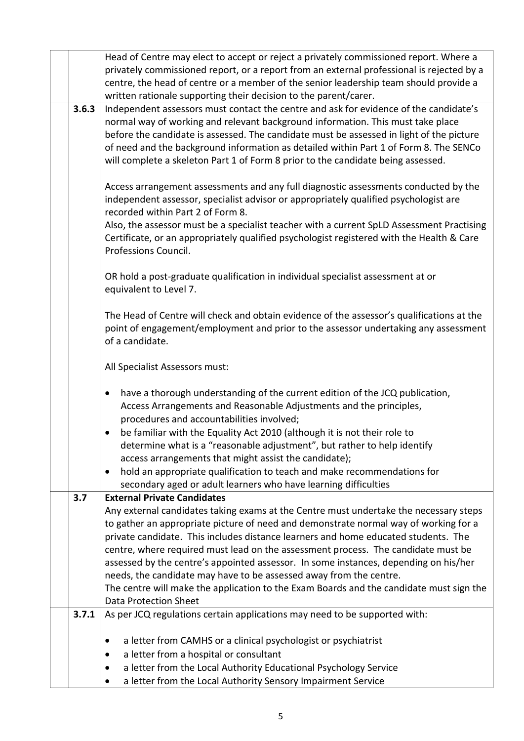| | | |
|---|---|---|
| | | Head of Centre may elect to accept or reject a privately commissioned report. Where a privately commissioned report, or a report from an external professional is rejected by a centre, the head of centre or a member of the senior leadership team should provide a written rationale supporting their decision to the parent/carer. |
| | **3.6.3** | Independent assessors must contact the centre and ask for evidence of the candidate's normal way of working and relevant background information. This must take place before the candidate is assessed. The candidate must be assessed in light of the picture of need and the background information as detailed within Part 1 of Form 8. The SENCo will complete a skeleton Part 1 of Form 8 prior to the candidate being assessed.<br><br>Access arrangement assessments and any full diagnostic assessments conducted by the independent assessor, specialist advisor or appropriately qualified psychologist are recorded within Part 2 of Form 8.<br>Also, the assessor must be a specialist teacher with a current SpLD Assessment Practising Certificate, or an appropriately qualified psychologist registered with the Health & Care Professions Council.<br><br>OR hold a post-graduate qualification in individual specialist assessment at or equivalent to Level 7.<br><br>The Head of Centre will check and obtain evidence of the assessor's qualifications at the point of engagement/employment and prior to the assessor undertaking any assessment of a candidate.<br><br>All Specialist Assessors must:<br><br>• have a thorough understanding of the current edition of the JCQ publication, Access Arrangements and Reasonable Adjustments and the principles, procedures and accountabilities involved;<br>• be familiar with the Equality Act 2010 (although it is not their role to determine what is a "reasonable adjustment", but rather to help identify access arrangements that might assist the candidate);<br>• hold an appropriate qualification to teach and make recommendations for secondary aged or adult learners who have learning difficulties |
| | **3.7** | **External Private Candidates**<br>Any external candidates taking exams at the Centre must undertake the necessary steps to gather an appropriate picture of need and demonstrate normal way of working for a private candidate. This includes distance learners and home educated students. The centre, where required must lead on the assessment process. The candidate must be assessed by the centre's appointed assessor. In some instances, depending on his/her needs, the candidate may have to be assessed away from the centre.<br>The centre will make the application to the Exam Boards and the candidate must sign the Data Protection Sheet |
| | **3.7.1** | As per JCQ regulations certain applications may need to be supported with:<br><br>• a letter from CAMHS or a clinical psychologist or psychiatrist<br>• a letter from a hospital or consultant<br>• a letter from the Local Authority Educational Psychology Service<br>• a letter from the Local Authority Sensory Impairment Service |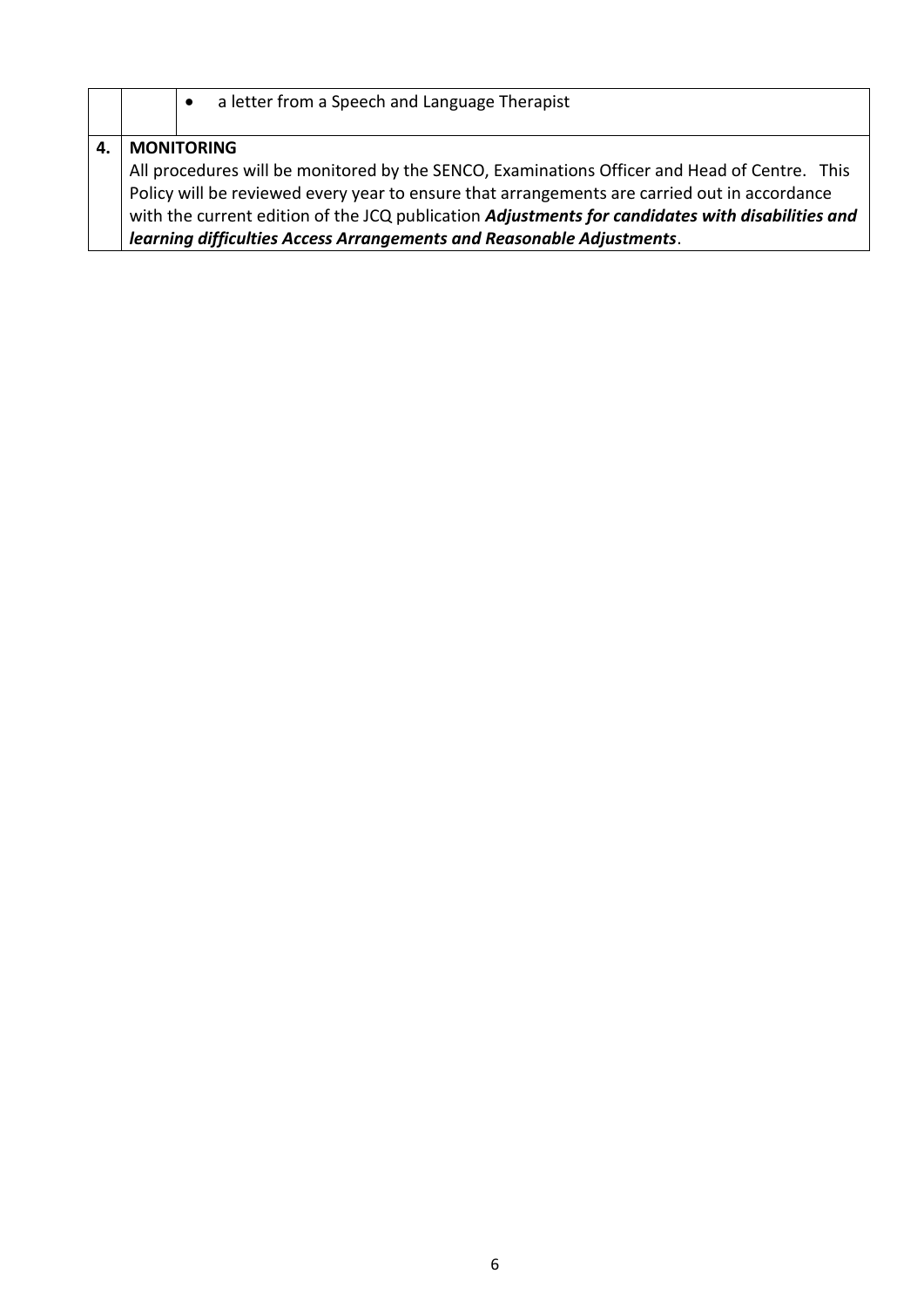| | | |
|---|---|---|
| | | • a letter from a Speech and Language Therapist |
| **4.** | **MONITORING**<br>All procedures will be monitored by the SENCO, Examinations Officer and Head of Centre. This Policy will be reviewed every year to ensure that arrangements are carried out in accordance with the current edition of the JCQ publication ***Adjustments for candidates with disabilities and learning difficulties Access Arrangements and Reasonable Adjustments***. | |